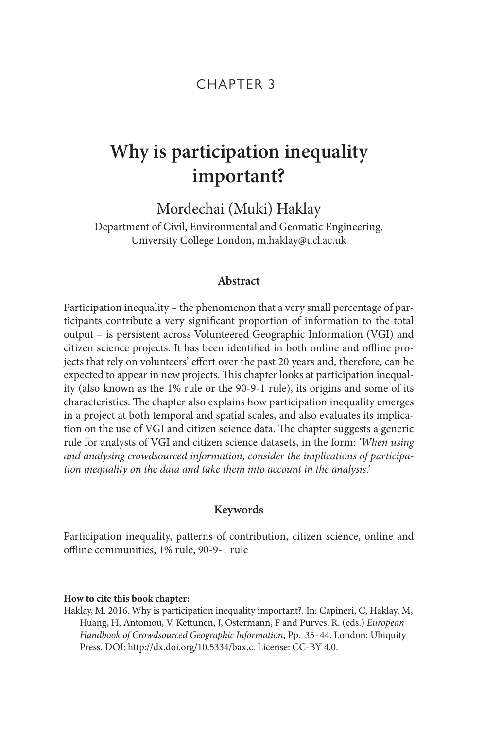CHAPTER 3

# Why is participation inequality important?

Mordechai (Muki) Haklay

Department of Civil, Environmental and Geomatic Engineering, University College London, m.haklay@ucl.ac.uk

### Abstract

Participation inequality – the phenomenon that a very small percentage of participants contribute a very significant proportion of information to the total output – is persistent across Volunteered Geographic Information (VGI) and citizen science projects. It has been identified in both online and offline projects that rely on volunteers' effort over the past 20 years and, therefore, can be expected to appear in new projects. This chapter looks at participation inequality (also known as the 1% rule or the 90-9-1 rule), its origins and some of its characteristics. The chapter also explains how participation inequality emerges in a project at both temporal and spatial scales, and also evaluates its implication on the use of VGI and citizen science data. The chapter suggests a generic rule for analysts of VGI and citizen science datasets, in the form: *'When using and analysing crowdsourced information, consider the implications of participation inequality on the data and take them into account in the analysis.'*

### Keywords

Participation inequality, patterns of contribution, citizen science, online and offline communities, 1% rule, 90-9-1 rule

**How to cite this book chapter:**

Haklay, M. 2016. Why is participation inequality important?. In: Capineri, C, Haklay, M, Huang, H, Antoniou, V, Kettunen, J, Ostermann, F and Purves, R. (eds.) *European Handbook of Crowdsourced Geographic Information*, Pp. 35–44. London: Ubiquity Press. DOI: http://dx.doi.org/10.5334/bax.c. License: CC-BY 4.0.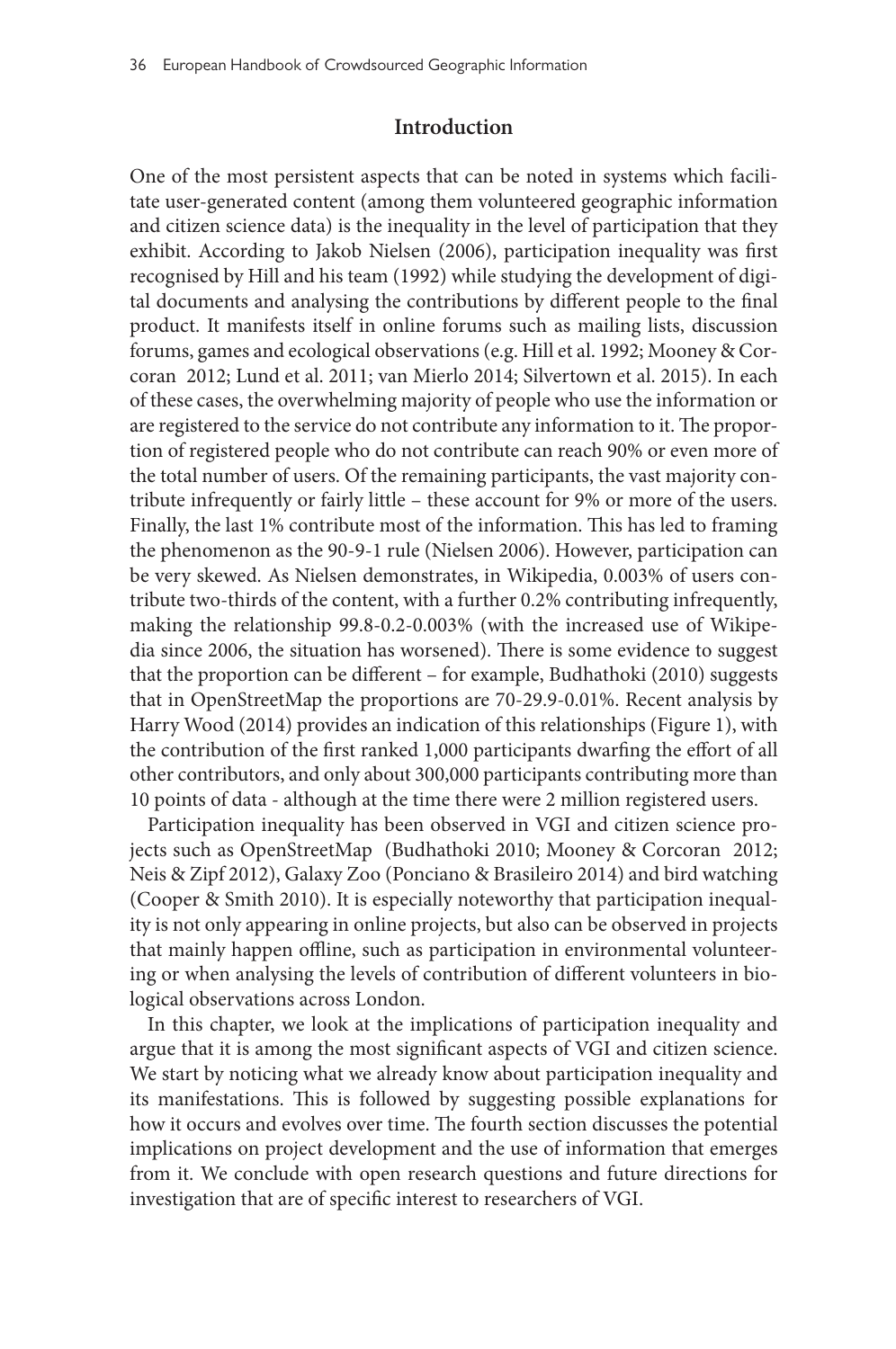## Introduction

One of the most persistent aspects that can be noted in systems which facilitate user-generated content (among them volunteered geographic information and citizen science data) is the inequality in the level of participation that they exhibit. According to Jakob Nielsen (2006), participation inequality was first recognised by Hill and his team (1992) while studying the development of digital documents and analysing the contributions by different people to the final product. It manifests itself in online forums such as mailing lists, discussion forums, games and ecological observations (e.g. Hill et al. 1992; Mooney & Corcoran 2012; Lund et al. 2011; van Mierlo 2014; Silvertown et al. 2015). In each of these cases, the overwhelming majority of people who use the information or are registered to the service do not contribute any information to it. The proportion of registered people who do not contribute can reach 90% or even more of the total number of users. Of the remaining participants, the vast majority contribute infrequently or fairly little – these account for 9% or more of the users. Finally, the last 1% contribute most of the information. This has led to framing the phenomenon as the 90-9-1 rule (Nielsen 2006). However, participation can be very skewed. As Nielsen demonstrates, in Wikipedia, 0.003% of users contribute two-thirds of the content, with a further 0.2% contributing infrequently, making the relationship 99.8-0.2-0.003% (with the increased use of Wikipedia since 2006, the situation has worsened). There is some evidence to suggest that the proportion can be different – for example, Budhathoki (2010) suggests that in OpenStreetMap the proportions are 70-29.9-0.01%. Recent analysis by Harry Wood (2014) provides an indication of this relationships (Figure 1), with the contribution of the first ranked 1,000 participants dwarfing the effort of all other contributors, and only about 300,000 participants contributing more than 10 points of data - although at the time there were 2 million registered users.

Participation inequality has been observed in VGI and citizen science projects such as OpenStreetMap (Budhathoki 2010; Mooney & Corcoran 2012; Neis & Zipf 2012), Galaxy Zoo (Ponciano & Brasileiro 2014) and bird watching (Cooper & Smith 2010). It is especially noteworthy that participation inequality is not only appearing in online projects, but also can be observed in projects that mainly happen offline, such as participation in environmental volunteering or when analysing the levels of contribution of different volunteers in biological observations across London.

In this chapter, we look at the implications of participation inequality and argue that it is among the most significant aspects of VGI and citizen science. We start by noticing what we already know about participation inequality and its manifestations. This is followed by suggesting possible explanations for how it occurs and evolves over time. The fourth section discusses the potential implications on project development and the use of information that emerges from it. We conclude with open research questions and future directions for investigation that are of specific interest to researchers of VGI.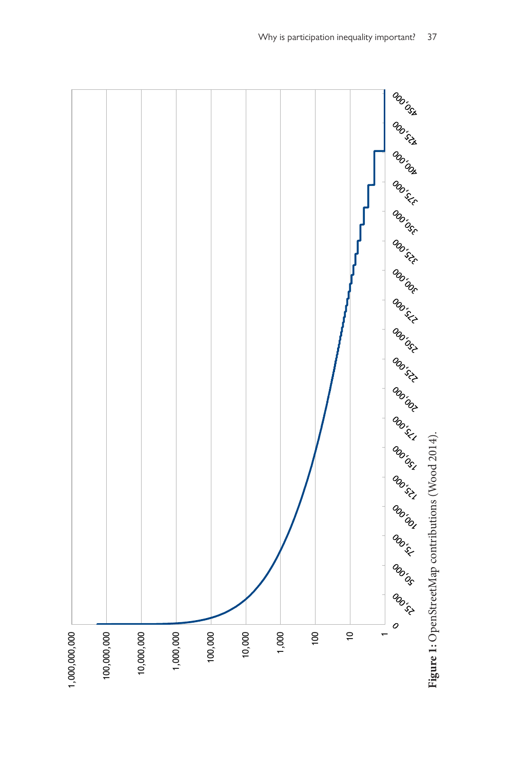1,000,000,000
100,000,000
10,000,000
1,000,000
100,000
10,000
1,000
100
10
1

0
25,000
50,000
75,000
100,000
125,000
150,000
175,000
200,000
225,000
250,000
275,000
300,000
325,000
350,000
375,000
400,000
425,000
450,000

**Figure 1:** OpenStreetMap contributions (Wood 2014).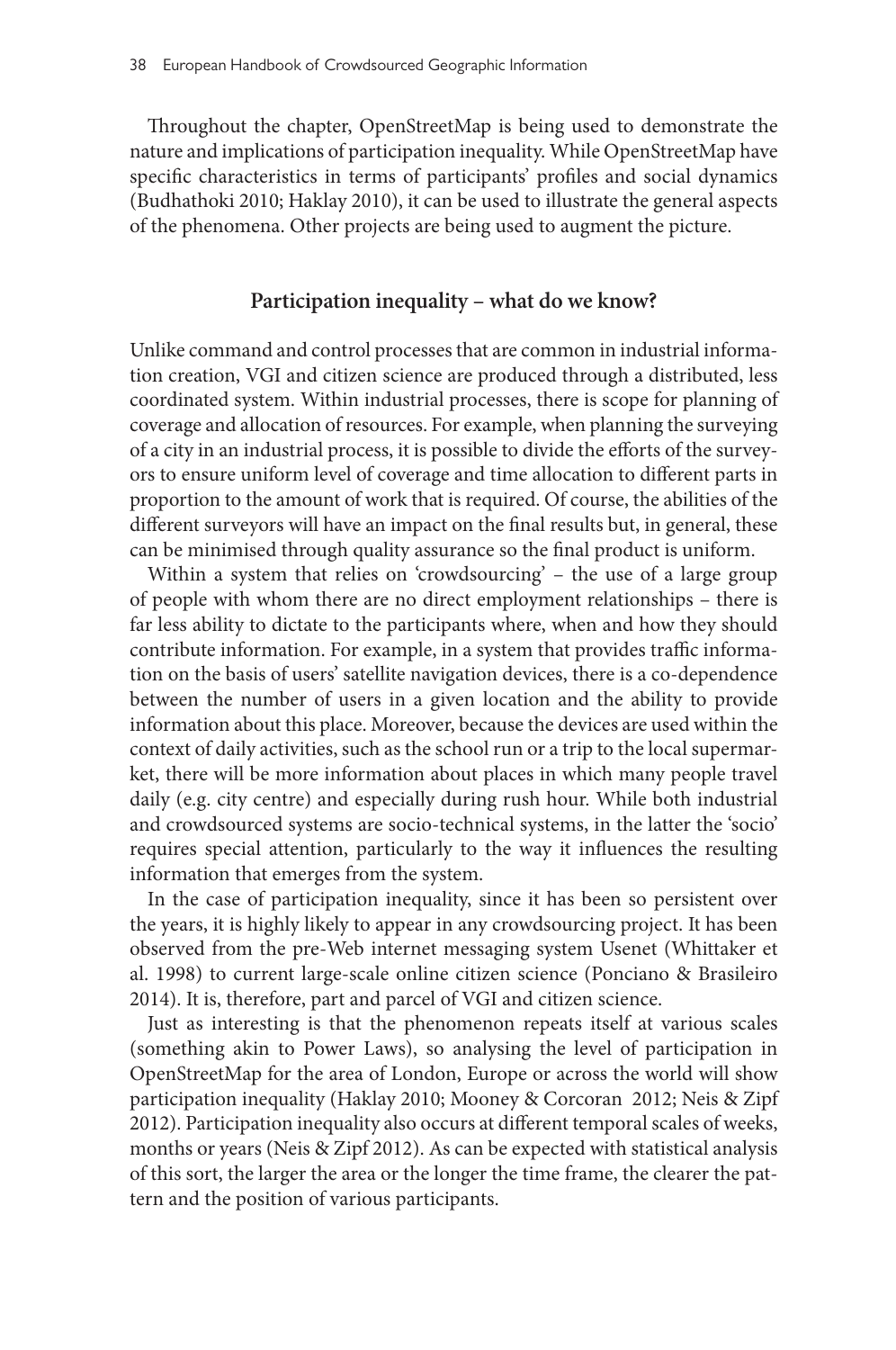Throughout the chapter, OpenStreetMap is being used to demonstrate the nature and implications of participation inequality. While OpenStreetMap have specific characteristics in terms of participants' profiles and social dynamics (Budhathoki 2010; Haklay 2010), it can be used to illustrate the general aspects of the phenomena. Other projects are being used to augment the picture.

## Participation inequality – what do we know?

Unlike command and control processes that are common in industrial information creation, VGI and citizen science are produced through a distributed, less coordinated system. Within industrial processes, there is scope for planning of coverage and allocation of resources. For example, when planning the surveying of a city in an industrial process, it is possible to divide the efforts of the surveyors to ensure uniform level of coverage and time allocation to different parts in proportion to the amount of work that is required. Of course, the abilities of the different surveyors will have an impact on the final results but, in general, these can be minimised through quality assurance so the final product is uniform.

Within a system that relies on 'crowdsourcing' – the use of a large group of people with whom there are no direct employment relationships – there is far less ability to dictate to the participants where, when and how they should contribute information. For example, in a system that provides traffic information on the basis of users' satellite navigation devices, there is a co-dependence between the number of users in a given location and the ability to provide information about this place. Moreover, because the devices are used within the context of daily activities, such as the school run or a trip to the local supermarket, there will be more information about places in which many people travel daily (e.g. city centre) and especially during rush hour. While both industrial and crowdsourced systems are socio-technical systems, in the latter the 'socio' requires special attention, particularly to the way it influences the resulting information that emerges from the system.

In the case of participation inequality, since it has been so persistent over the years, it is highly likely to appear in any crowdsourcing project. It has been observed from the pre-Web internet messaging system Usenet (Whittaker et al. 1998) to current large-scale online citizen science (Ponciano & Brasileiro 2014). It is, therefore, part and parcel of VGI and citizen science.

Just as interesting is that the phenomenon repeats itself at various scales (something akin to Power Laws), so analysing the level of participation in OpenStreetMap for the area of London, Europe or across the world will show participation inequality (Haklay 2010; Mooney & Corcoran 2012; Neis & Zipf 2012). Participation inequality also occurs at different temporal scales of weeks, months or years (Neis & Zipf 2012). As can be expected with statistical analysis of this sort, the larger the area or the longer the time frame, the clearer the pattern and the position of various participants.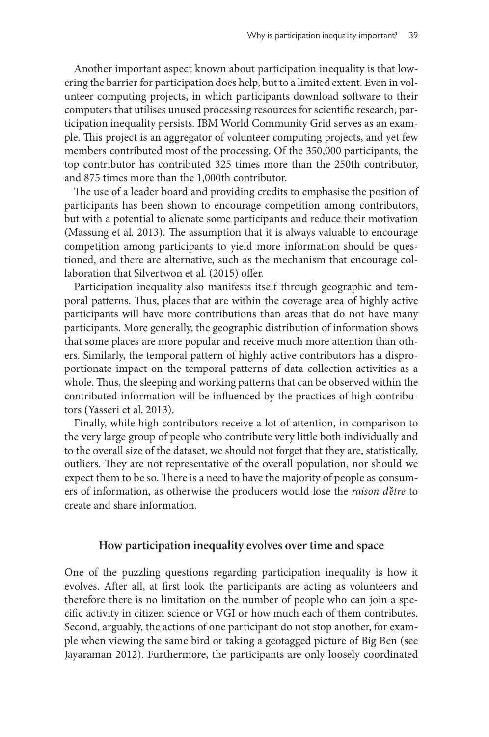Another important aspect known about participation inequality is that lowering the barrier for participation does help, but to a limited extent. Even in volunteer computing projects, in which participants download software to their computers that utilises unused processing resources for scientific research, participation inequality persists. IBM World Community Grid serves as an example. This project is an aggregator of volunteer computing projects, and yet few members contributed most of the processing. Of the 350,000 participants, the top contributor has contributed 325 times more than the 250th contributor, and 875 times more than the 1,000th contributor.

The use of a leader board and providing credits to emphasise the position of participants has been shown to encourage competition among contributors, but with a potential to alienate some participants and reduce their motivation (Massung et al. 2013). The assumption that it is always valuable to encourage competition among participants to yield more information should be questioned, and there are alternative, such as the mechanism that encourage collaboration that Silvertwon et al. (2015) offer.

Participation inequality also manifests itself through geographic and temporal patterns. Thus, places that are within the coverage area of highly active participants will have more contributions than areas that do not have many participants. More generally, the geographic distribution of information shows that some places are more popular and receive much more attention than others. Similarly, the temporal pattern of highly active contributors has a disproportionate impact on the temporal patterns of data collection activities as a whole. Thus, the sleeping and working patterns that can be observed within the contributed information will be influenced by the practices of high contributors (Yasseri et al. 2013).

Finally, while high contributors receive a lot of attention, in comparison to the very large group of people who contribute very little both individually and to the overall size of the dataset, we should not forget that they are, statistically, outliers. They are not representative of the overall population, nor should we expect them to be so. There is a need to have the majority of people as consumers of information, as otherwise the producers would lose the *raison d'être* to create and share information.

## How participation inequality evolves over time and space

One of the puzzling questions regarding participation inequality is how it evolves. After all, at first look the participants are acting as volunteers and therefore there is no limitation on the number of people who can join a specific activity in citizen science or VGI or how much each of them contributes. Second, arguably, the actions of one participant do not stop another, for example when viewing the same bird or taking a geotagged picture of Big Ben (see Jayaraman 2012). Furthermore, the participants are only loosely coordinated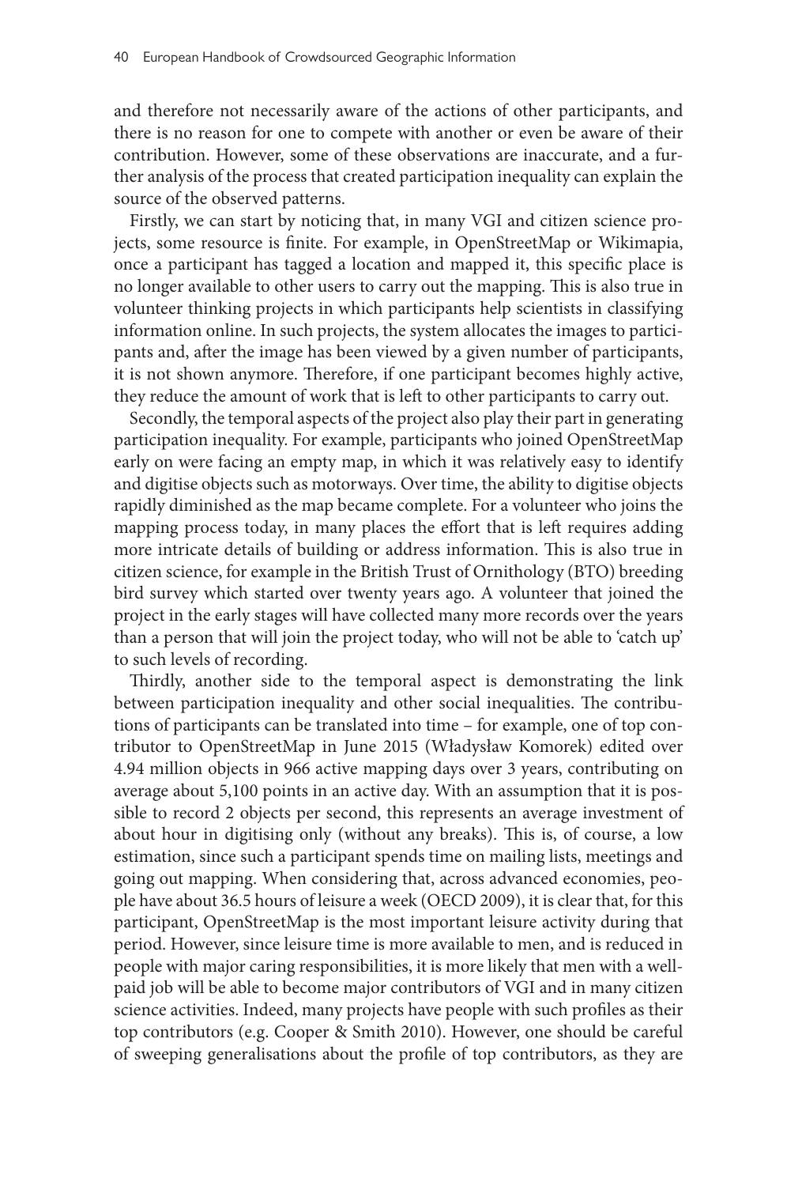and therefore not necessarily aware of the actions of other participants, and there is no reason for one to compete with another or even be aware of their contribution. However, some of these observations are inaccurate, and a further analysis of the process that created participation inequality can explain the source of the observed patterns.

Firstly, we can start by noticing that, in many VGI and citizen science projects, some resource is finite. For example, in OpenStreetMap or Wikimapia, once a participant has tagged a location and mapped it, this specific place is no longer available to other users to carry out the mapping. This is also true in volunteer thinking projects in which participants help scientists in classifying information online. In such projects, the system allocates the images to participants and, after the image has been viewed by a given number of participants, it is not shown anymore. Therefore, if one participant becomes highly active, they reduce the amount of work that is left to other participants to carry out.

Secondly, the temporal aspects of the project also play their part in generating participation inequality. For example, participants who joined OpenStreetMap early on were facing an empty map, in which it was relatively easy to identify and digitise objects such as motorways. Over time, the ability to digitise objects rapidly diminished as the map became complete. For a volunteer who joins the mapping process today, in many places the effort that is left requires adding more intricate details of building or address information. This is also true in citizen science, for example in the British Trust of Ornithology (BTO) breeding bird survey which started over twenty years ago. A volunteer that joined the project in the early stages will have collected many more records over the years than a person that will join the project today, who will not be able to 'catch up' to such levels of recording.

Thirdly, another side to the temporal aspect is demonstrating the link between participation inequality and other social inequalities. The contributions of participants can be translated into time – for example, one of top contributor to OpenStreetMap in June 2015 (Władysław Komorek) edited over 4.94 million objects in 966 active mapping days over 3 years, contributing on average about 5,100 points in an active day. With an assumption that it is possible to record 2 objects per second, this represents an average investment of about hour in digitising only (without any breaks). This is, of course, a low estimation, since such a participant spends time on mailing lists, meetings and going out mapping. When considering that, across advanced economies, people have about 36.5 hours of leisure a week (OECD 2009), it is clear that, for this participant, OpenStreetMap is the most important leisure activity during that period. However, since leisure time is more available to men, and is reduced in people with major caring responsibilities, it is more likely that men with a well-paid job will be able to become major contributors of VGI and in many citizen science activities. Indeed, many projects have people with such profiles as their top contributors (e.g. Cooper & Smith 2010). However, one should be careful of sweeping generalisations about the profile of top contributors, as they are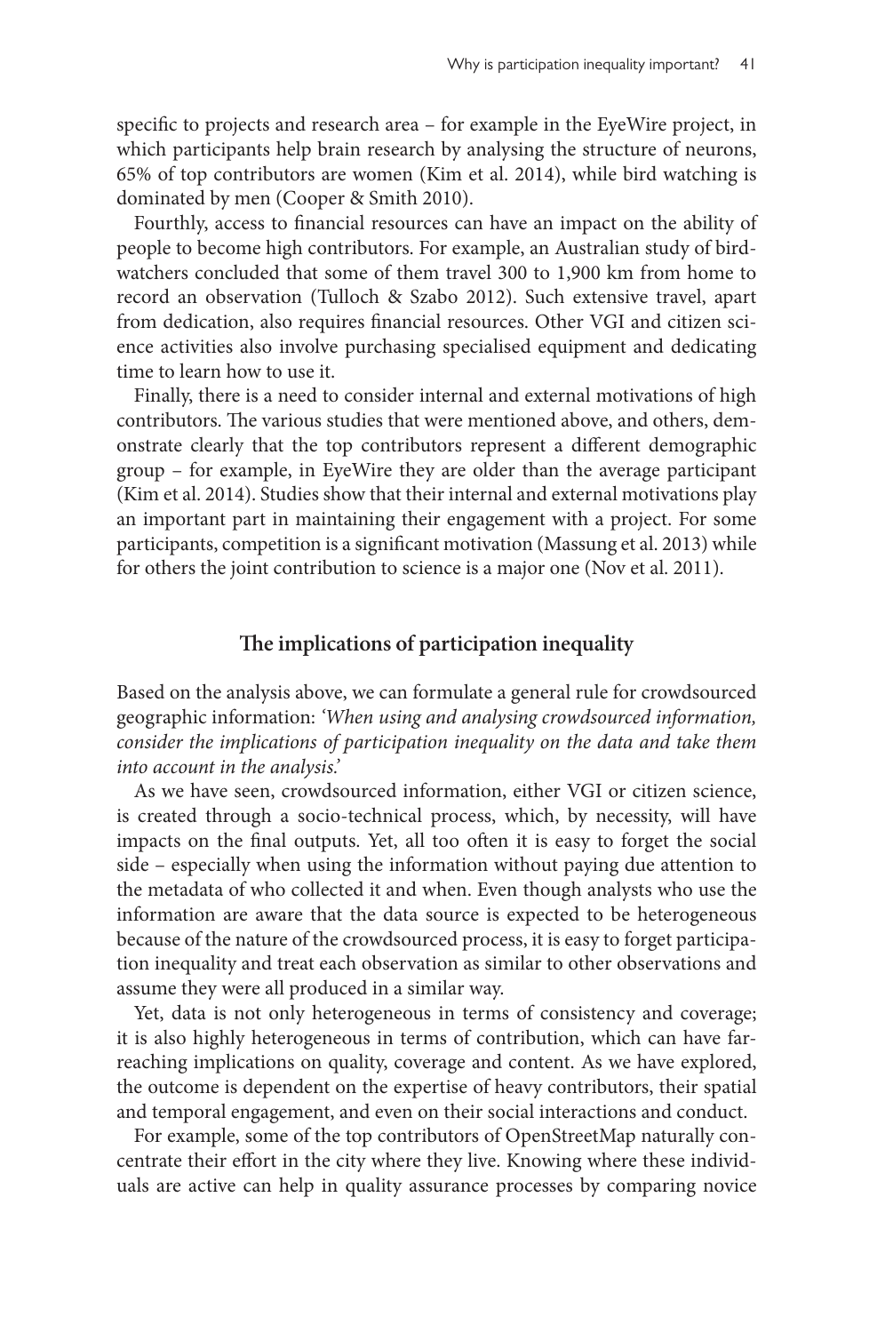specific to projects and research area – for example in the EyeWire project, in which participants help brain research by analysing the structure of neurons, 65% of top contributors are women (Kim et al. 2014), while bird watching is dominated by men (Cooper & Smith 2010).

Fourthly, access to financial resources can have an impact on the ability of people to become high contributors. For example, an Australian study of birdwatchers concluded that some of them travel 300 to 1,900 km from home to record an observation (Tulloch & Szabo 2012). Such extensive travel, apart from dedication, also requires financial resources. Other VGI and citizen science activities also involve purchasing specialised equipment and dedicating time to learn how to use it.

Finally, there is a need to consider internal and external motivations of high contributors. The various studies that were mentioned above, and others, demonstrate clearly that the top contributors represent a different demographic group – for example, in EyeWire they are older than the average participant (Kim et al. 2014). Studies show that their internal and external motivations play an important part in maintaining their engagement with a project. For some participants, competition is a significant motivation (Massung et al. 2013) while for others the joint contribution to science is a major one (Nov et al. 2011).

## The implications of participation inequality

Based on the analysis above, we can formulate a general rule for crowdsourced geographic information: *'When using and analysing crowdsourced information, consider the implications of participation inequality on the data and take them into account in the analysis.'*

As we have seen, crowdsourced information, either VGI or citizen science, is created through a socio-technical process, which, by necessity, will have impacts on the final outputs. Yet, all too often it is easy to forget the social side – especially when using the information without paying due attention to the metadata of who collected it and when. Even though analysts who use the information are aware that the data source is expected to be heterogeneous because of the nature of the crowdsourced process, it is easy to forget participation inequality and treat each observation as similar to other observations and assume they were all produced in a similar way.

Yet, data is not only heterogeneous in terms of consistency and coverage; it is also highly heterogeneous in terms of contribution, which can have far-reaching implications on quality, coverage and content. As we have explored, the outcome is dependent on the expertise of heavy contributors, their spatial and temporal engagement, and even on their social interactions and conduct.

For example, some of the top contributors of OpenStreetMap naturally concentrate their effort in the city where they live. Knowing where these individuals are active can help in quality assurance processes by comparing novice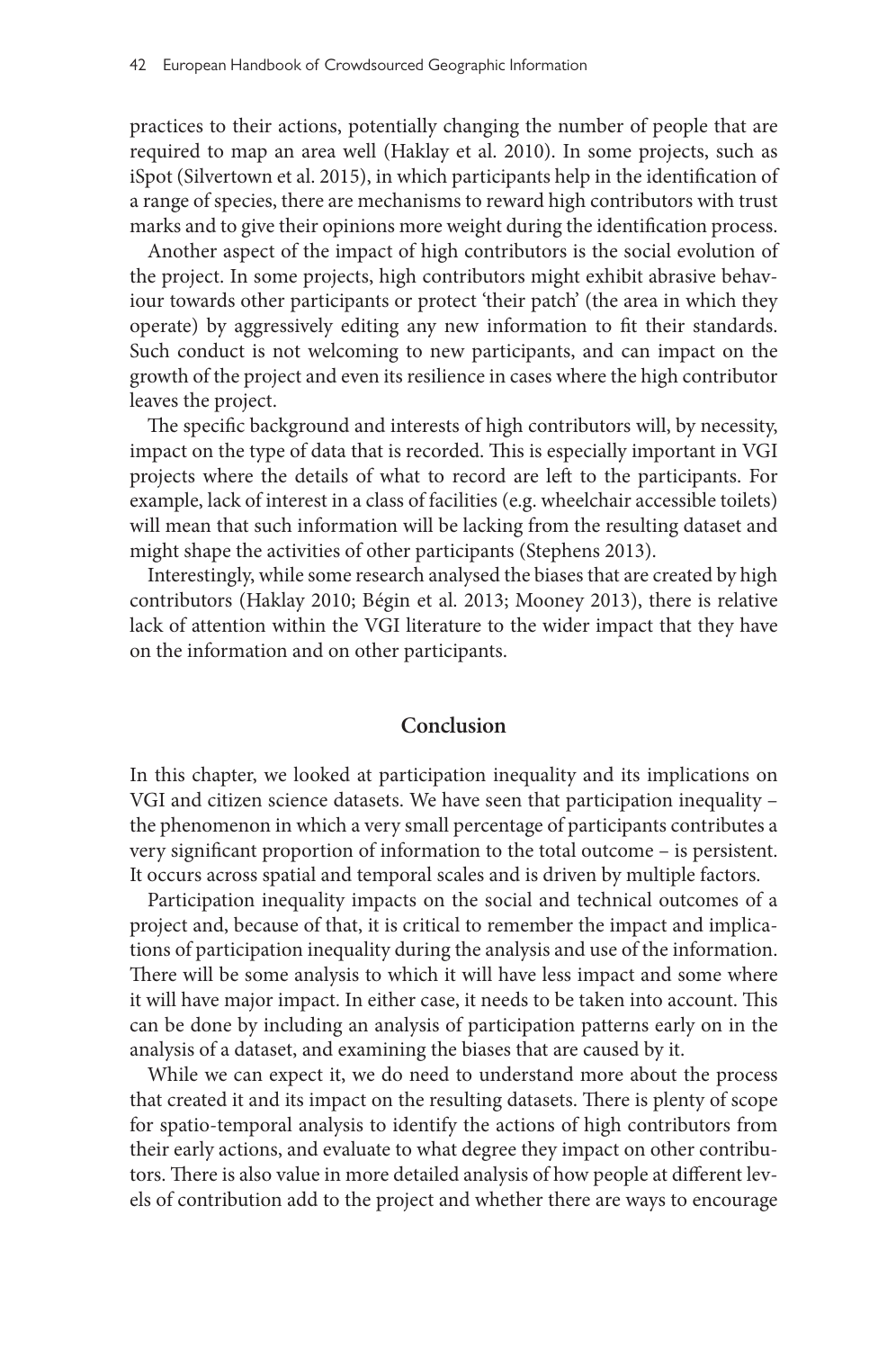practices to their actions, potentially changing the number of people that are required to map an area well (Haklay et al. 2010). In some projects, such as iSpot (Silvertown et al. 2015), in which participants help in the identification of a range of species, there are mechanisms to reward high contributors with trust marks and to give their opinions more weight during the identification process.

Another aspect of the impact of high contributors is the social evolution of the project. In some projects, high contributors might exhibit abrasive behaviour towards other participants or protect 'their patch' (the area in which they operate) by aggressively editing any new information to fit their standards. Such conduct is not welcoming to new participants, and can impact on the growth of the project and even its resilience in cases where the high contributor leaves the project.

The specific background and interests of high contributors will, by necessity, impact on the type of data that is recorded. This is especially important in VGI projects where the details of what to record are left to the participants. For example, lack of interest in a class of facilities (e.g. wheelchair accessible toilets) will mean that such information will be lacking from the resulting dataset and might shape the activities of other participants (Stephens 2013).

Interestingly, while some research analysed the biases that are created by high contributors (Haklay 2010; Bégin et al. 2013; Mooney 2013), there is relative lack of attention within the VGI literature to the wider impact that they have on the information and on other participants.

## Conclusion

In this chapter, we looked at participation inequality and its implications on VGI and citizen science datasets. We have seen that participation inequality – the phenomenon in which a very small percentage of participants contributes a very significant proportion of information to the total outcome – is persistent. It occurs across spatial and temporal scales and is driven by multiple factors.

Participation inequality impacts on the social and technical outcomes of a project and, because of that, it is critical to remember the impact and implications of participation inequality during the analysis and use of the information. There will be some analysis to which it will have less impact and some where it will have major impact. In either case, it needs to be taken into account. This can be done by including an analysis of participation patterns early on in the analysis of a dataset, and examining the biases that are caused by it.

While we can expect it, we do need to understand more about the process that created it and its impact on the resulting datasets. There is plenty of scope for spatio-temporal analysis to identify the actions of high contributors from their early actions, and evaluate to what degree they impact on other contributors. There is also value in more detailed analysis of how people at different levels of contribution add to the project and whether there are ways to encourage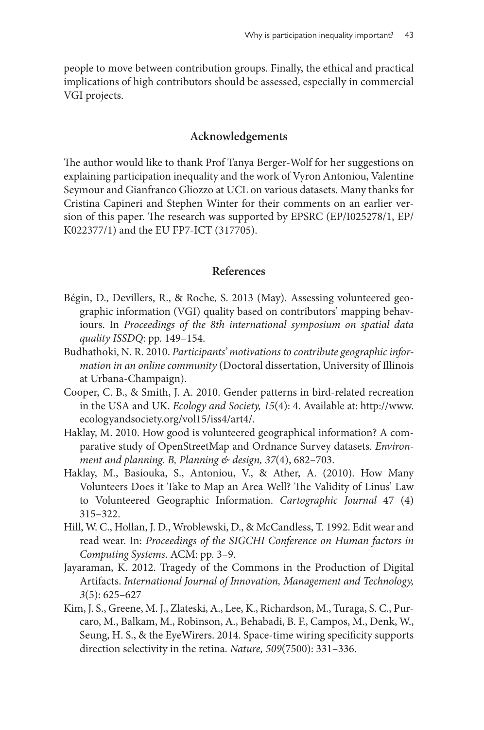people to move between contribution groups. Finally, the ethical and practical implications of high contributors should be assessed, especially in commercial VGI projects.

## Acknowledgements

The author would like to thank Prof Tanya Berger-Wolf for her suggestions on explaining participation inequality and the work of Vyron Antoniou, Valentine Seymour and Gianfranco Gliozzo at UCL on various datasets. Many thanks for Cristina Capineri and Stephen Winter for their comments on an earlier version of this paper. The research was supported by EPSRC (EP/I025278/1, EP/K022377/1) and the EU FP7-ICT (317705).

## References

Bégin, D., Devillers, R., & Roche, S. 2013 (May). Assessing volunteered geographic information (VGI) quality based on contributors' mapping behaviours. In *Proceedings of the 8th international symposium on spatial data quality ISSDQ*: pp. 149–154.

Budhathoki, N. R. 2010. *Participants' motivations to contribute geographic information in an online community* (Doctoral dissertation, University of Illinois at Urbana-Champaign).

Cooper, C. B., & Smith, J. A. 2010. Gender patterns in bird-related recreation in the USA and UK. *Ecology and Society, 15*(4): 4. Available at: http://www.ecologyandsociety.org/vol15/iss4/art4/.

Haklay, M. 2010. How good is volunteered geographical information? A comparative study of OpenStreetMap and Ordnance Survey datasets. *Environment and planning. B, Planning & design, 37*(4), 682–703.

Haklay, M., Basiouka, S., Antoniou, V., & Ather, A. (2010). How Many Volunteers Does it Take to Map an Area Well? The Validity of Linus' Law to Volunteered Geographic Information. *Cartographic Journal* 47 (4) 315–322.

Hill, W. C., Hollan, J. D., Wroblewski, D., & McCandless, T. 1992. Edit wear and read wear. In: *Proceedings of the SIGCHI Conference on Human factors in Computing Systems*. ACM: pp. 3–9.

Jayaraman, K. 2012. Tragedy of the Commons in the Production of Digital Artifacts. *International Journal of Innovation, Management and Technology, 3*(5): 625–627

Kim, J. S., Greene, M. J., Zlateski, A., Lee, K., Richardson, M., Turaga, S. C., Purcaro, M., Balkam, M., Robinson, A., Behabadi, B. F., Campos, M., Denk, W., Seung, H. S., & the EyeWirers. 2014. Space-time wiring specificity supports direction selectivity in the retina. *Nature, 509*(7500): 331–336.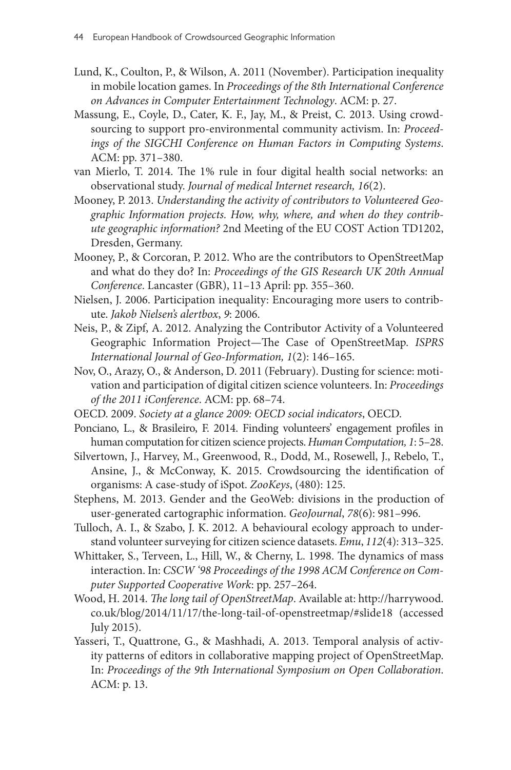Lund, K., Coulton, P., & Wilson, A. 2011 (November). Participation inequality in mobile location games. In *Proceedings of the 8th International Conference on Advances in Computer Entertainment Technology*. ACM: p. 27.

Massung, E., Coyle, D., Cater, K. F., Jay, M., & Preist, C. 2013. Using crowdsourcing to support pro-environmental community activism. In: *Proceedings of the SIGCHI Conference on Human Factors in Computing Systems*. ACM: pp. 371–380.

van Mierlo, T. 2014. The 1% rule in four digital health social networks: an observational study. *Journal of medical Internet research, 16*(2).

Mooney, P. 2013. *Understanding the activity of contributors to Volunteered Geographic Information projects. How, why, where, and when do they contribute geographic information?* 2nd Meeting of the EU COST Action TD1202, Dresden, Germany.

Mooney, P., & Corcoran, P. 2012. Who are the contributors to OpenStreetMap and what do they do? In: *Proceedings of the GIS Research UK 20th Annual Conference*. Lancaster (GBR), 11–13 April: pp. 355–360.

Nielsen, J. 2006. Participation inequality: Encouraging more users to contribute. *Jakob Nielsen's alertbox*, *9*: 2006.

Neis, P., & Zipf, A. 2012. Analyzing the Contributor Activity of a Volunteered Geographic Information Project—The Case of OpenStreetMap. *ISPRS International Journal of Geo-Information, 1*(2): 146–165.

Nov, O., Arazy, O., & Anderson, D. 2011 (February). Dusting for science: motivation and participation of digital citizen science volunteers. In: *Proceedings of the 2011 iConference*. ACM: pp. 68–74.

OECD. 2009. *Society at a glance 2009: OECD social indicators*, OECD.

Ponciano, L., & Brasileiro, F. 2014. Finding volunteers' engagement profiles in human computation for citizen science projects. *Human Computation, 1*: 5–28.

Silvertown, J., Harvey, M., Greenwood, R., Dodd, M., Rosewell, J., Rebelo, T., Ansine, J., & McConway, K. 2015. Crowdsourcing the identification of organisms: A case-study of iSpot. *ZooKeys*, (480): 125.

Stephens, M. 2013. Gender and the GeoWeb: divisions in the production of user-generated cartographic information. *GeoJournal*, *78*(6): 981–996.

Tulloch, A. I., & Szabo, J. K. 2012. A behavioural ecology approach to understand volunteer surveying for citizen science datasets. *Emu*, *112*(4): 313–325.

Whittaker, S., Terveen, L., Hill, W., & Cherny, L. 1998. The dynamics of mass interaction. In: *CSCW '98 Proceedings of the 1998 ACM Conference on Computer Supported Cooperative Work*: pp. 257–264.

Wood, H. 2014. *The long tail of OpenStreetMap*. Available at: http://harrywood.co.uk/blog/2014/11/17/the-long-tail-of-openstreetmap/#slide18 (accessed July 2015).

Yasseri, T., Quattrone, G., & Mashhadi, A. 2013. Temporal analysis of activity patterns of editors in collaborative mapping project of OpenStreetMap. In: *Proceedings of the 9th International Symposium on Open Collaboration*. ACM: p. 13.